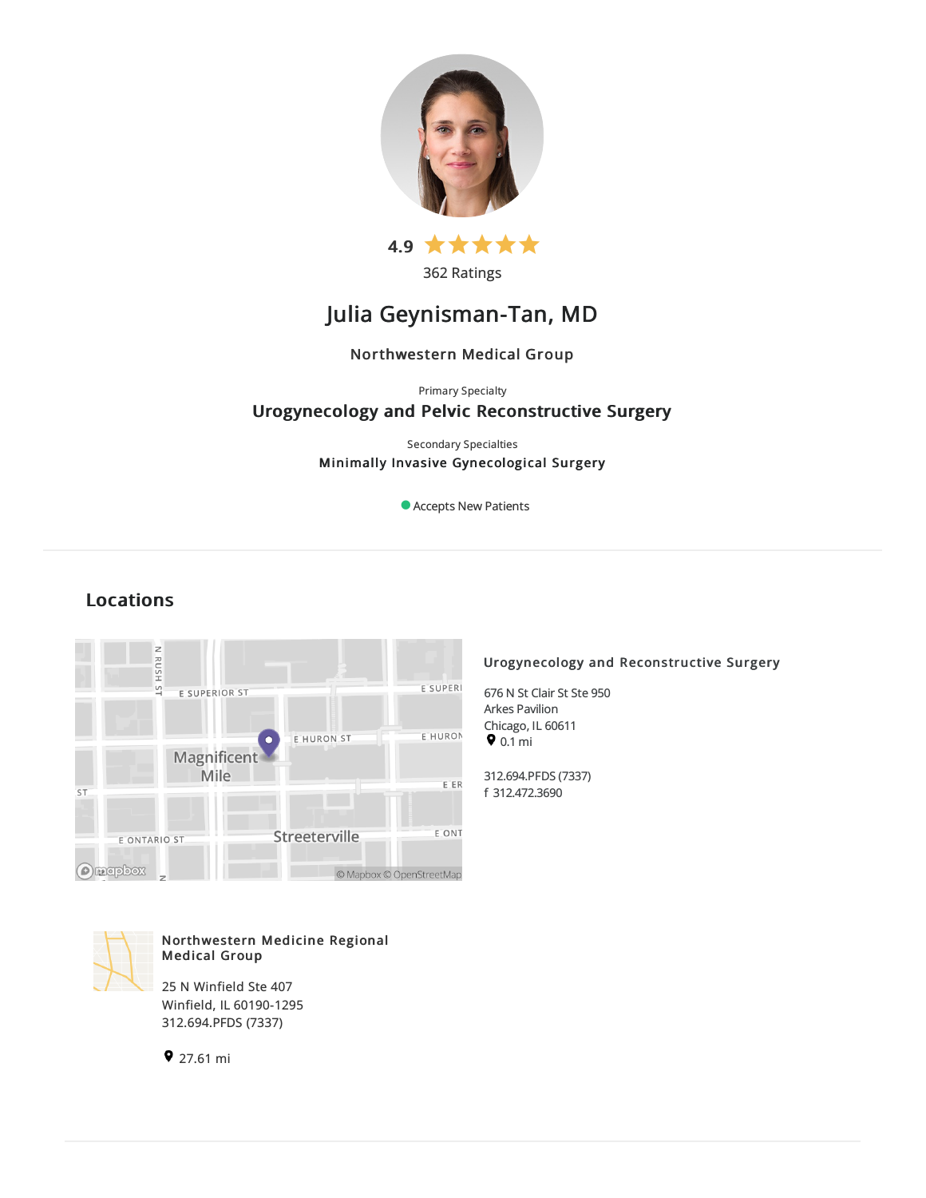4.9 ★★★★★

362 Ratings

# Julia Geynisman-Tan, MD

### Northwestern Medical Group

Primary Specialty

**Urogynecology and Pelvic Reconstructive Surgery**

Secondary Specialties

**Minimally Invasive Gynecological Surgery**

Accepts New Patients

## Locations

### Urogynecology and Reconstructive Surgery

676 N St Clair St Ste 950
Arkes Pavilion
Chicago, IL 60611
0.1 mi

312.694.PFDS (7337)
f 312.472.3690

### Northwestern Medicine Regional Medical Group

25 N Winfield Ste 407
Winfield, IL 60190-1295
312.694.PFDS (7337)

27.61 mi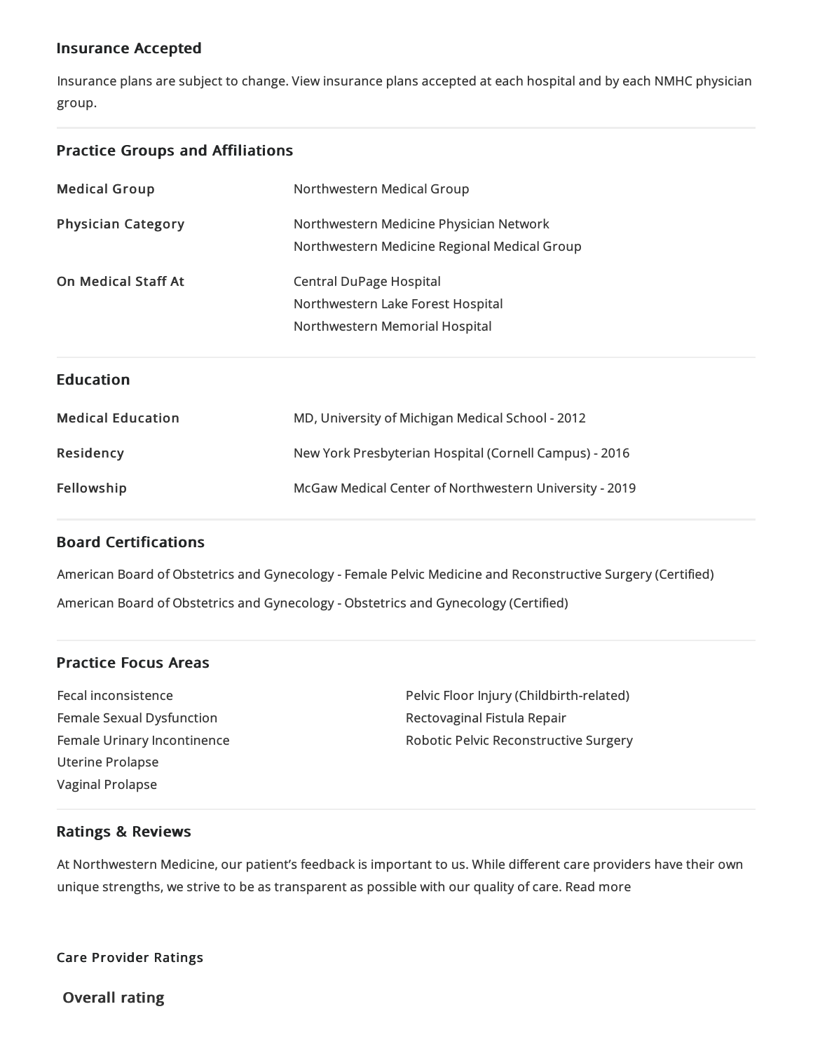## Insurance Accepted

Insurance plans are subject to change. View insurance plans accepted at each hospital and by each NMHC physician group.

## Practice Groups and Affiliations

| | |
|---|---|
| **Medical Group** | Northwestern Medical Group |
| **Physician Category** | Northwestern Medicine Physician Network<br>Northwestern Medicine Regional Medical Group |
| **On Medical Staff At** | Central DuPage Hospital<br>Northwestern Lake Forest Hospital<br>Northwestern Memorial Hospital |

## Education

| | |
|---|---|
| **Medical Education** | MD, University of Michigan Medical School - 2012 |
| **Residency** | New York Presbyterian Hospital (Cornell Campus) - 2016 |
| **Fellowship** | McGaw Medical Center of Northwestern University - 2019 |

## Board Certifications

American Board of Obstetrics and Gynecology - Female Pelvic Medicine and Reconstructive Surgery (Certified)

American Board of Obstetrics and Gynecology - Obstetrics and Gynecology (Certified)

## Practice Focus Areas

- Fecal inconsistence
- Female Sexual Dysfunction
- Female Urinary Incontinence
- Uterine Prolapse
- Vaginal Prolapse
- Pelvic Floor Injury (Childbirth-related)
- Rectovaginal Fistula Repair
- Robotic Pelvic Reconstructive Surgery

## Ratings & Reviews

At Northwestern Medicine, our patient's feedback is important to us. While different care providers have their own unique strengths, we strive to be as transparent as possible with our quality of care. Read more

#### Care Provider Ratings

### Overall rating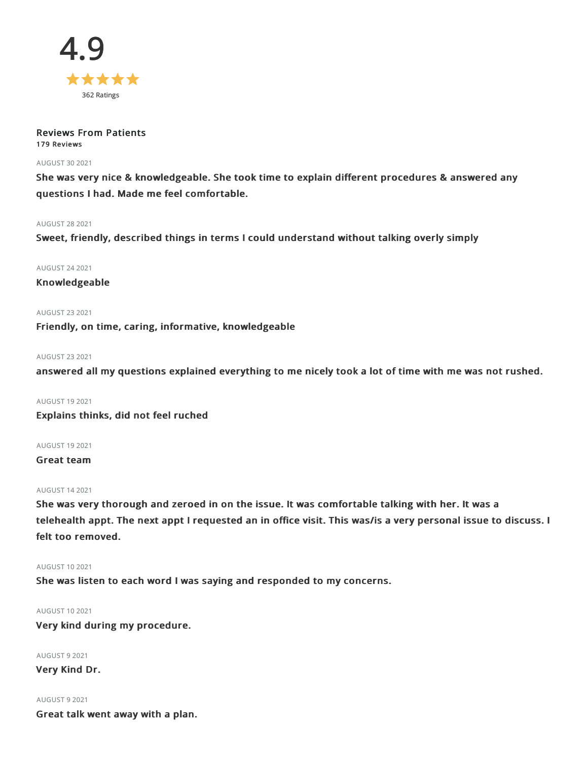# 4.9

★★★★★

362 Ratings

## Reviews From Patients

**179 Reviews**

AUGUST 30 2021

**She was very nice & knowledgeable. She took time to explain different procedures & answered any questions I had. Made me feel comfortable.**

AUGUST 28 2021

**Sweet, friendly, described things in terms I could understand without talking overly simply**

AUGUST 24 2021

**Knowledgeable**

AUGUST 23 2021

**Friendly, on time, caring, informative, knowledgeable**

AUGUST 23 2021

**answered all my questions explained everything to me nicely took a lot of time with me was not rushed.**

AUGUST 19 2021

**Explains thinks, did not feel ruched**

AUGUST 19 2021

**Great team**

AUGUST 14 2021

**She was very thorough and zeroed in on the issue. It was comfortable talking with her. It was a telehealth appt. The next appt I requested an in office visit. This was/is a very personal issue to discuss. I felt too removed.**

AUGUST 10 2021

**She was listen to each word I was saying and responded to my concerns.**

AUGUST 10 2021

**Very kind during my procedure.**

AUGUST 9 2021

**Very Kind Dr.**

AUGUST 9 2021

**Great talk went away with a plan.**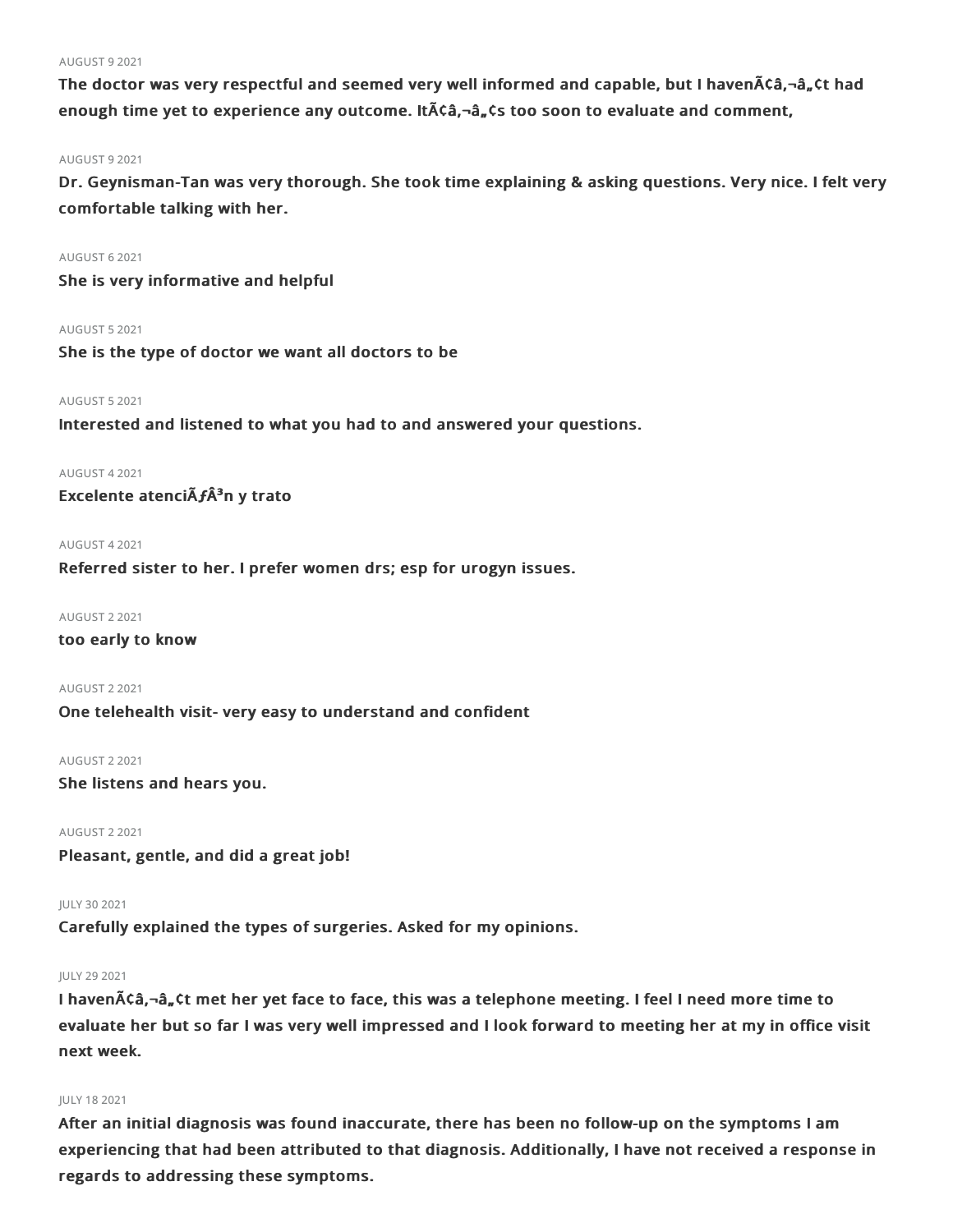AUGUST 9 2021

**The doctor was very respectful and seemed very well informed and capable, but I havenÃ¢â‚¬â„¢t had enough time yet to experience any outcome. ItÃ¢â‚¬â„¢s too soon to evaluate and comment,**

AUGUST 9 2021

**Dr. Geynisman-Tan was very thorough. She took time explaining & asking questions. Very nice. I felt very comfortable talking with her.**

AUGUST 6 2021

**She is very informative and helpful**

AUGUST 5 2021

**She is the type of doctor we want all doctors to be**

AUGUST 5 2021

**Interested and listened to what you had to and answered your questions.**

AUGUST 4 2021

**Excelente atenciÃƒÂ³n y trato**

AUGUST 4 2021

**Referred sister to her. I prefer women drs; esp for urogyn issues.**

AUGUST 2 2021

**too early to know**

AUGUST 2 2021

**One telehealth visit- very easy to understand and confident**

AUGUST 2 2021

**She listens and hears you.**

AUGUST 2 2021

**Pleasant, gentle, and did a great job!**

JULY 30 2021

**Carefully explained the types of surgeries. Asked for my opinions.**

JULY 29 2021

**I havenÃ¢â‚¬â„¢t met her yet face to face, this was a telephone meeting. I feel I need more time to evaluate her but so far I was very well impressed and I look forward to meeting her at my in office visit next week.**

JULY 18 2021

**After an initial diagnosis was found inaccurate, there has been no follow-up on the symptoms I am experiencing that had been attributed to that diagnosis. Additionally, I have not received a response in regards to addressing these symptoms.**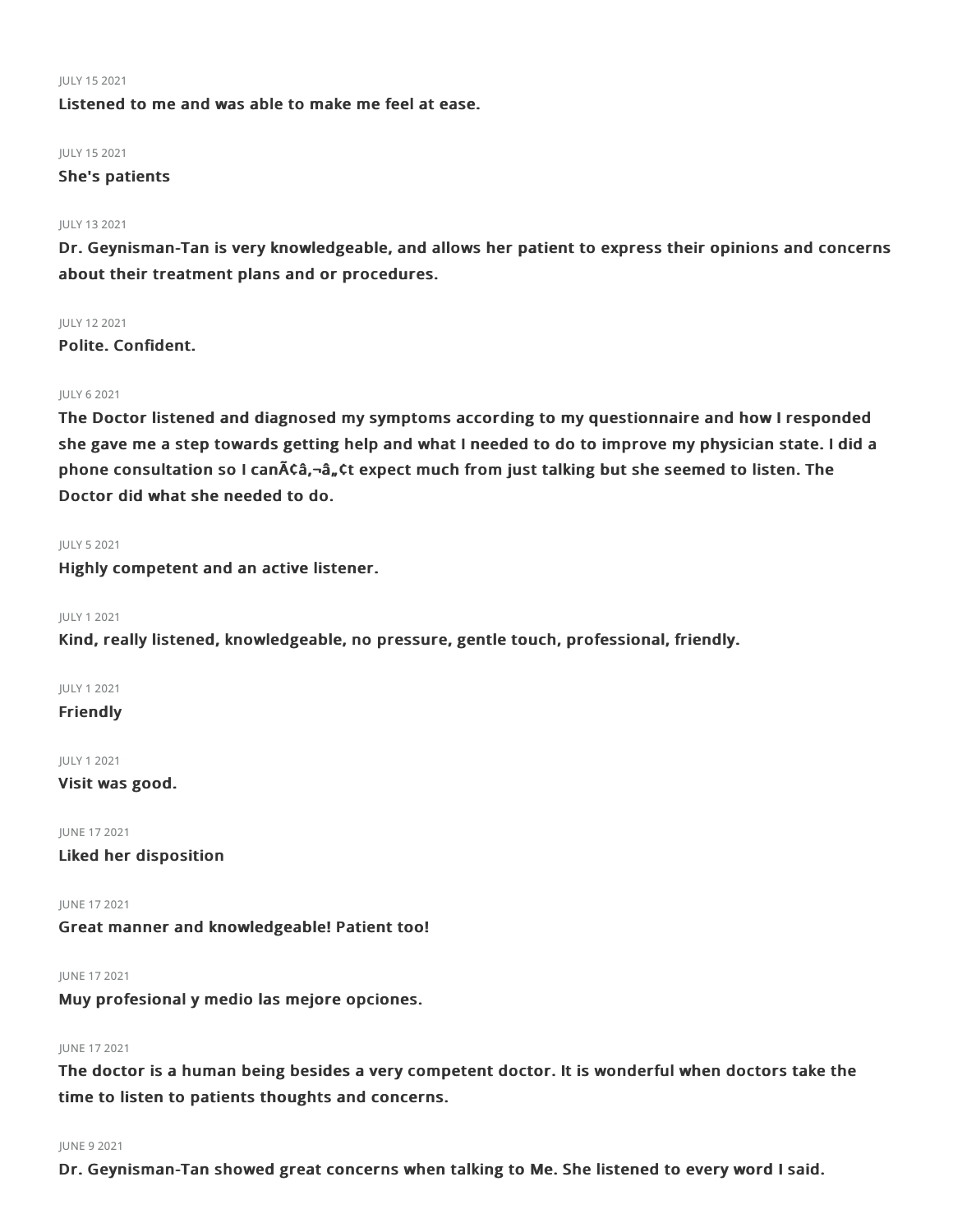JULY 15 2021

**Listened to me and was able to make me feel at ease.**

JULY 15 2021

**She's patients**

JULY 13 2021

**Dr. Geynisman-Tan is very knowledgeable, and allows her patient to express their opinions and concerns about their treatment plans and or procedures.**

JULY 12 2021

**Polite. Confident.**

JULY 6 2021

**The Doctor listened and diagnosed my symptoms according to my questionnaire and how I responded she gave me a step towards getting help and what I needed to do to improve my physician state. I did a phone consultation so I canÃ¢â‚¬â„¢t expect much from just talking but she seemed to listen. The Doctor did what she needed to do.**

JULY 5 2021

**Highly competent and an active listener.**

JULY 1 2021

**Kind, really listened, knowledgeable, no pressure, gentle touch, professional, friendly.**

JULY 1 2021

**Friendly**

JULY 1 2021

**Visit was good.**

JUNE 17 2021

**Liked her disposition**

JUNE 17 2021

**Great manner and knowledgeable! Patient too!**

JUNE 17 2021

**Muy profesional y medio las mejore opciones.**

JUNE 17 2021

**The doctor is a human being besides a very competent doctor. It is wonderful when doctors take the time to listen to patients thoughts and concerns.**

JUNE 9 2021

**Dr. Geynisman-Tan showed great concerns when talking to Me. She listened to every word I said.**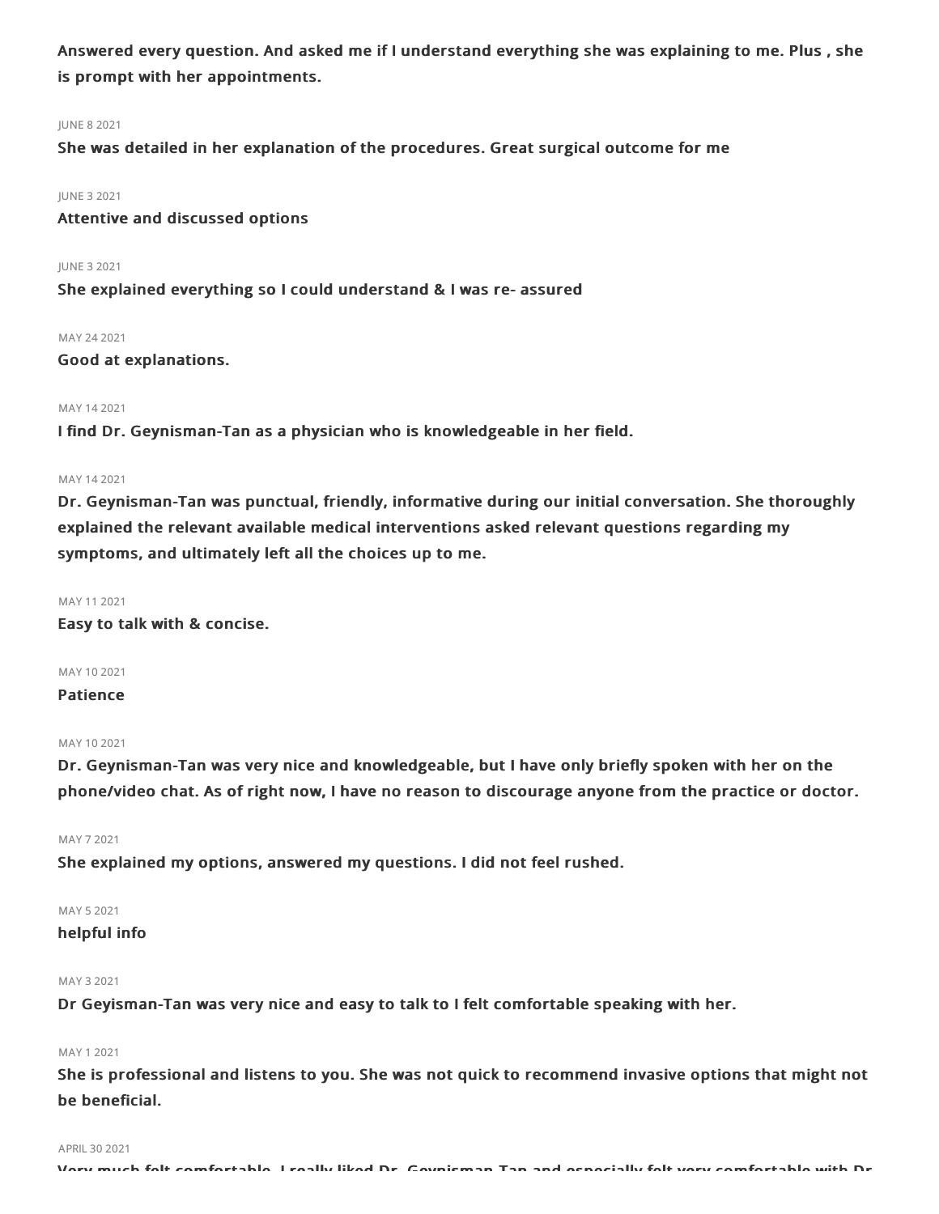**Answered every question. And asked me if I understand everything she was explaining to me. Plus , she is prompt with her appointments.**

JUNE 8 2021

**She was detailed in her explanation of the procedures. Great surgical outcome for me**

JUNE 3 2021

**Attentive and discussed options**

JUNE 3 2021

**She explained everything so I could understand & I was re- assured**

MAY 24 2021

**Good at explanations.**

MAY 14 2021

**I find Dr. Geynisman-Tan as a physician who is knowledgeable in her field.**

MAY 14 2021

**Dr. Geynisman-Tan was punctual, friendly, informative during our initial conversation. She thoroughly explained the relevant available medical interventions asked relevant questions regarding my symptoms, and ultimately left all the choices up to me.**

MAY 11 2021

**Easy to talk with & concise.**

MAY 10 2021

**Patience**

MAY 10 2021

**Dr. Geynisman-Tan was very nice and knowledgeable, but I have only briefly spoken with her on the phone/video chat. As of right now, I have no reason to discourage anyone from the practice or doctor.**

MAY 7 2021

**She explained my options, answered my questions. I did not feel rushed.**

MAY 5 2021

**helpful info**

MAY 3 2021

**Dr Geyisman-Tan was very nice and easy to talk to I felt comfortable speaking with her.**

MAY 1 2021

**She is professional and listens to you. She was not quick to recommend invasive options that might not be beneficial.**

APRIL 30 2021

**Very much felt comfortable. I really liked Dr. Geynisman-Tan and especially felt very comfortable with Dr.**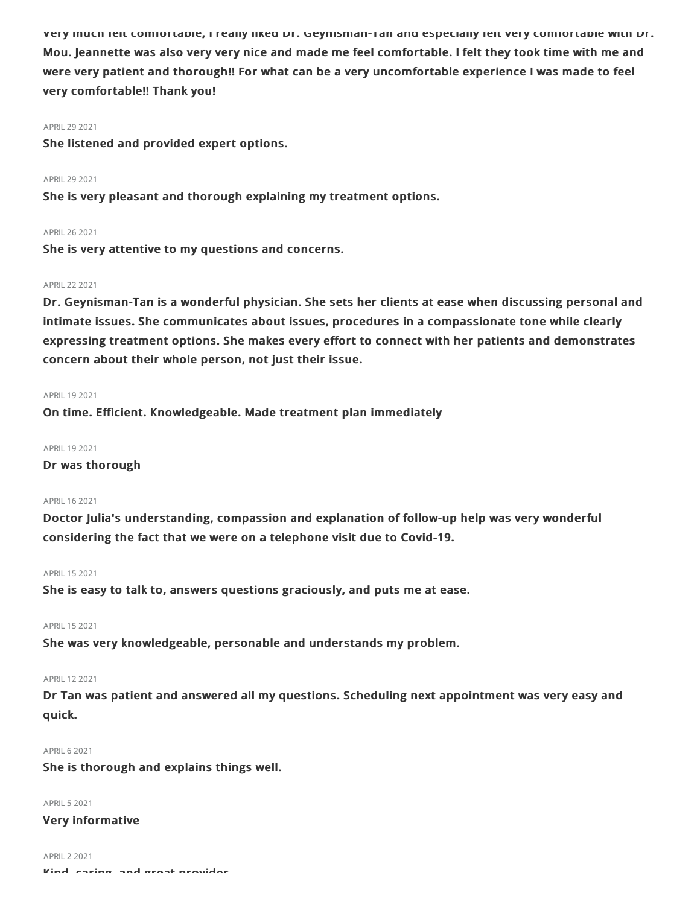very much felt comfortable, I really liked Dr. Geynisman-Tan and especially felt very comfortable with Dr. Mou. Jeannette was also very very nice and made me feel comfortable. I felt they took time with me and were very patient and thorough!! For what can be a very uncomfortable experience I was made to feel very comfortable!! Thank you!

APRIL 29 2021

**She listened and provided expert options.**

APRIL 29 2021

**She is very pleasant and thorough explaining my treatment options.**

APRIL 26 2021

**She is very attentive to my questions and concerns.**

APRIL 22 2021

**Dr. Geynisman-Tan is a wonderful physician. She sets her clients at ease when discussing personal and intimate issues. She communicates about issues, procedures in a compassionate tone while clearly expressing treatment options. She makes every effort to connect with her patients and demonstrates concern about their whole person, not just their issue.**

APRIL 19 2021

**On time. Efficient. Knowledgeable. Made treatment plan immediately**

APRIL 19 2021

**Dr was thorough**

APRIL 16 2021

**Doctor Julia's understanding, compassion and explanation of follow-up help was very wonderful considering the fact that we were on a telephone visit due to Covid-19.**

APRIL 15 2021

**She is easy to talk to, answers questions graciously, and puts me at ease.**

APRIL 15 2021

**She was very knowledgeable, personable and understands my problem.**

APRIL 12 2021

**Dr Tan was patient and answered all my questions. Scheduling next appointment was very easy and quick.**

APRIL 6 2021

**She is thorough and explains things well.**

APRIL 5 2021

**Very informative**

APRIL 2 2021

**Kind, caring, and great provider**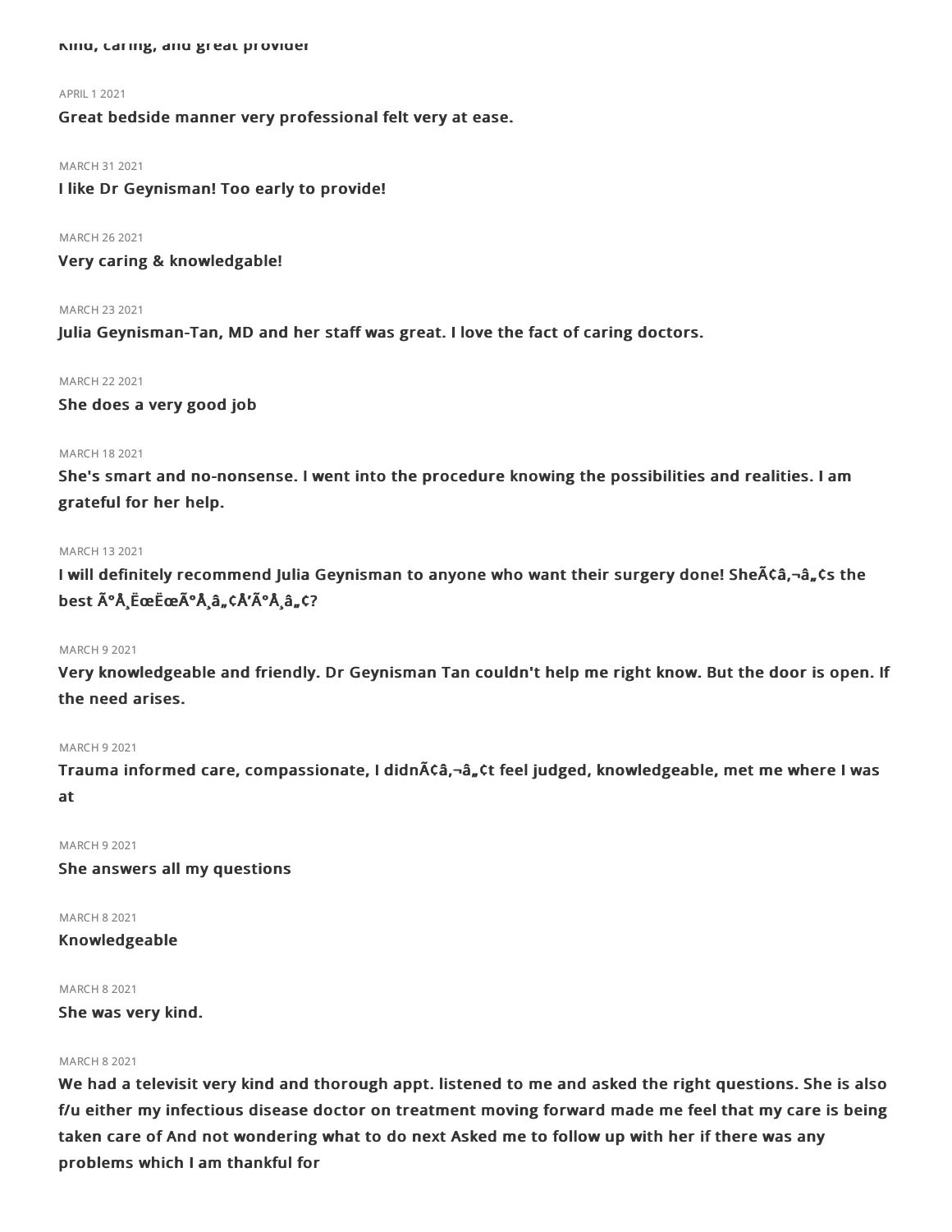Kind, caring, and great provider

APRIL 1 2021

**Great bedside manner very professional felt very at ease.**

MARCH 31 2021

**I like Dr Geynisman! Too early to provide!**

MARCH 26 2021

**Very caring & knowledgable!**

MARCH 23 2021

**Julia Geynisman-Tan, MD and her staff was great. I love the fact of caring doctors.**

MARCH 22 2021

**She does a very good job**

MARCH 18 2021

**She's smart and no-nonsense. I went into the procedure knowing the possibilities and realities. I am grateful for her help.**

MARCH 13 2021

**I will definitely recommend Julia Geynisman to anyone who want their surgery done! SheÃ¢â‚¬â„¢s the best Ã°Å¸ËœËœÃ°Å¸â„¢Å'Ã°Å¸â„¢?**

MARCH 9 2021

**Very knowledgeable and friendly. Dr Geynisman Tan couldn't help me right know. But the door is open. If the need arises.**

MARCH 9 2021

**Trauma informed care, compassionate, I didnÃ¢â‚¬â„¢t feel judged, knowledgeable, met me where I was at**

MARCH 9 2021

**She answers all my questions**

MARCH 8 2021

**Knowledgeable**

MARCH 8 2021

**She was very kind.**

MARCH 8 2021

**We had a televisit very kind and thorough appt. listened to me and asked the right questions. She is also f/u either my infectious disease doctor on treatment moving forward made me feel that my care is being taken care of And not wondering what to do next Asked me to follow up with her if there was any problems which I am thankful for**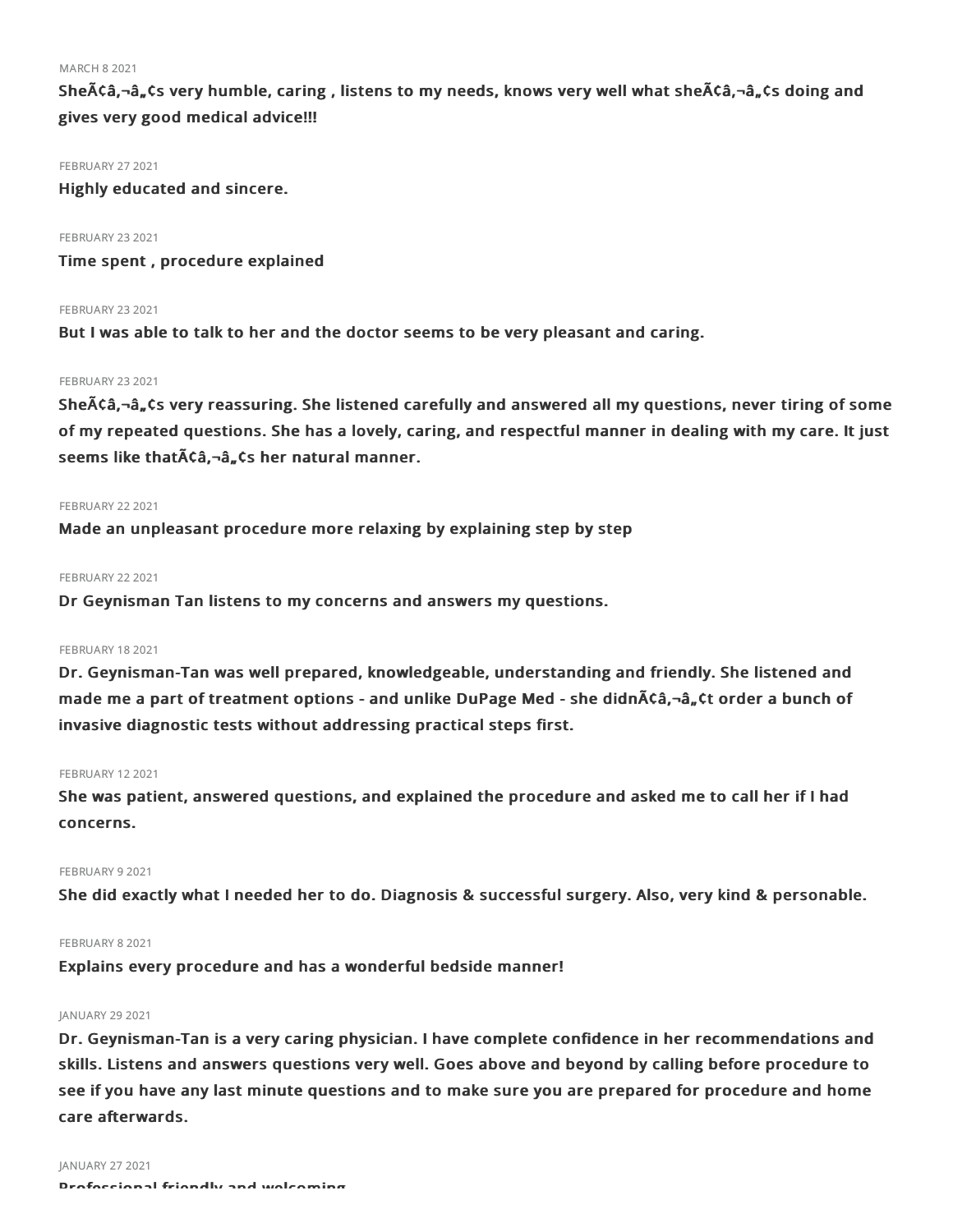MARCH 8 2021

**SheÃ¢â‚¬â„¢s very humble, caring , listens to my needs, knows very well what sheÃ¢â‚¬â„¢s doing and gives very good medical advice!!!**

FEBRUARY 27 2021

**Highly educated and sincere.**

FEBRUARY 23 2021

**Time spent , procedure explained**

FEBRUARY 23 2021

**But I was able to talk to her and the doctor seems to be very pleasant and caring.**

FEBRUARY 23 2021

**SheÃ¢â‚¬â„¢s very reassuring. She listened carefully and answered all my questions, never tiring of some of my repeated questions. She has a lovely, caring, and respectful manner in dealing with my care. It just seems like thatÃ¢â‚¬â„¢s her natural manner.**

FEBRUARY 22 2021

**Made an unpleasant procedure more relaxing by explaining step by step**

FEBRUARY 22 2021

**Dr Geynisman Tan listens to my concerns and answers my questions.**

FEBRUARY 18 2021

**Dr. Geynisman-Tan was well prepared, knowledgeable, understanding and friendly. She listened and made me a part of treatment options - and unlike DuPage Med - she didnÃ¢â‚¬â„¢t order a bunch of invasive diagnostic tests without addressing practical steps first.**

FEBRUARY 12 2021

**She was patient, answered questions, and explained the procedure and asked me to call her if I had concerns.**

FEBRUARY 9 2021

**She did exactly what I needed her to do. Diagnosis & successful surgery. Also, very kind & personable.**

FEBRUARY 8 2021

**Explains every procedure and has a wonderful bedside manner!**

JANUARY 29 2021

**Dr. Geynisman-Tan is a very caring physician. I have complete confidence in her recommendations and skills. Listens and answers questions very well. Goes above and beyond by calling before procedure to see if you have any last minute questions and to make sure you are prepared for procedure and home care afterwards.**

JANUARY 27 2021

**Professional friendly and welcoming**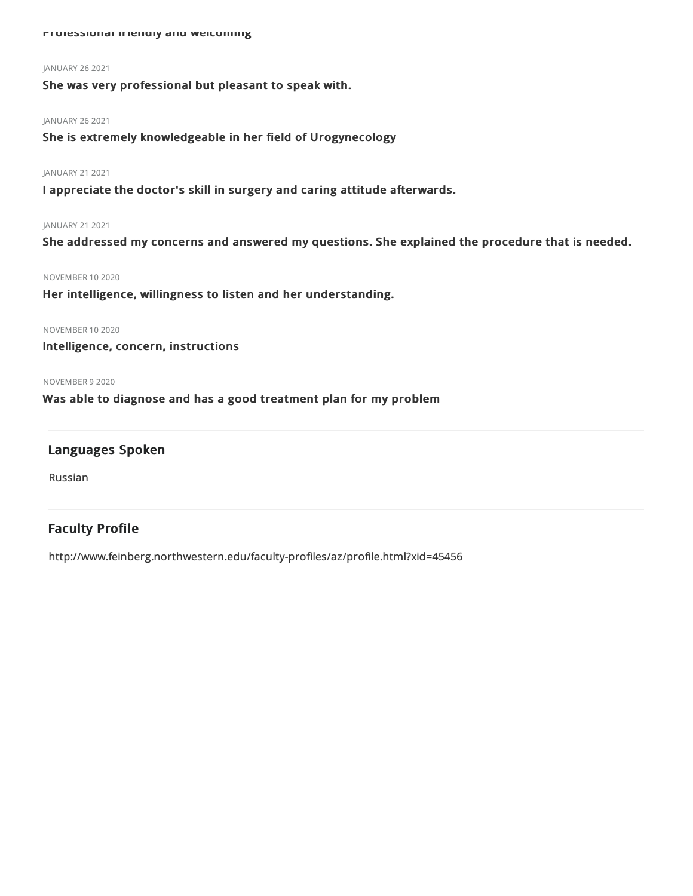**Professional friendly and welcoming**

JANUARY 26 2021

**She was very professional but pleasant to speak with.**

JANUARY 26 2021

**She is extremely knowledgeable in her field of Urogynecology**

JANUARY 21 2021

**I appreciate the doctor's skill in surgery and caring attitude afterwards.**

JANUARY 21 2021

**She addressed my concerns and answered my questions. She explained the procedure that is needed.**

NOVEMBER 10 2020

**Her intelligence, willingness to listen and her understanding.**

NOVEMBER 10 2020

**Intelligence, concern, instructions**

NOVEMBER 9 2020

**Was able to diagnose and has a good treatment plan for my problem**

## Languages Spoken

Russian

## Faculty Profile

http://www.feinberg.northwestern.edu/faculty-profiles/az/profile.html?xid=45456